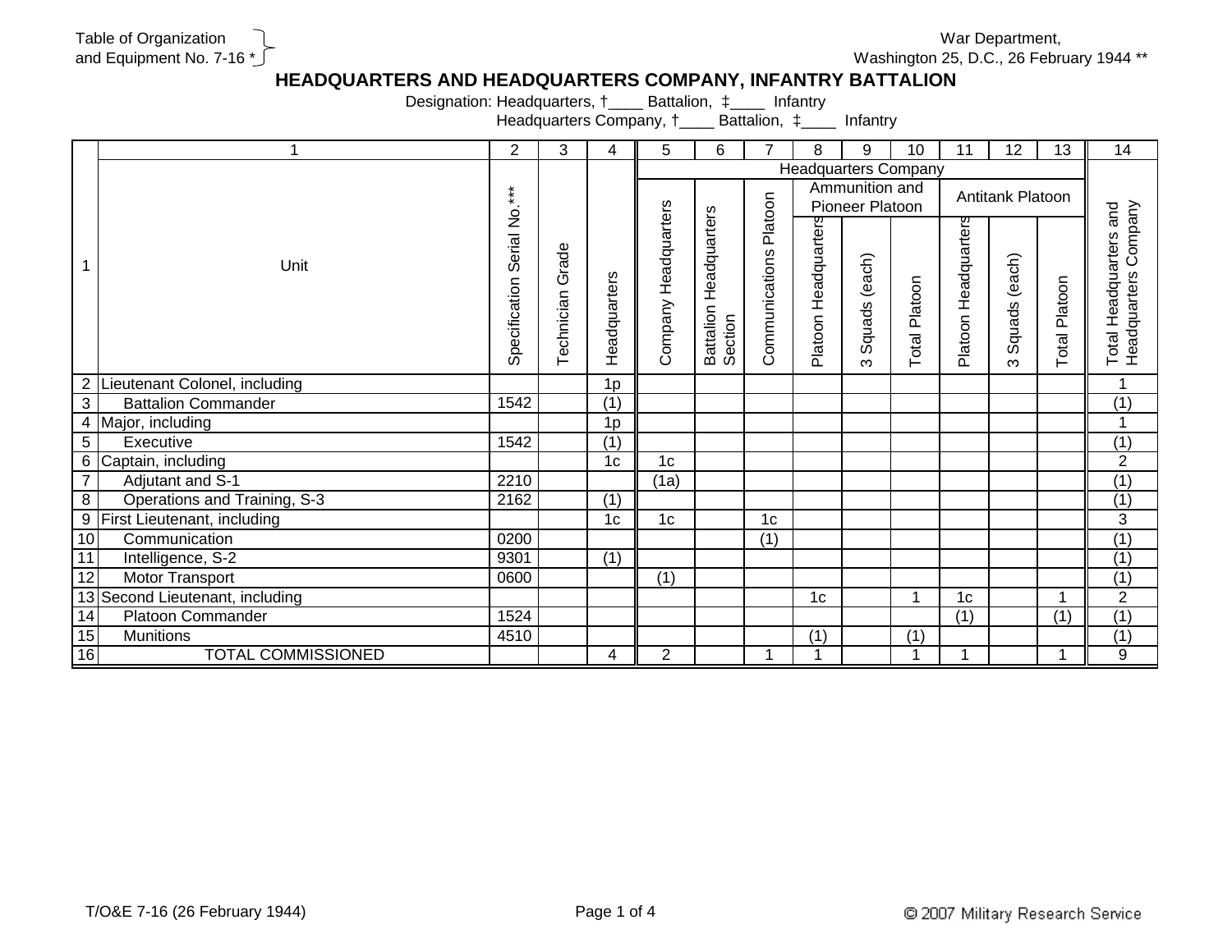Table of Organization and Equipment No. 7-16 *

War Department,
Washington 25, D.C., 26 February 1944 **

# HEADQUARTERS AND HEADQUARTERS COMPANY, INFANTRY BATTALION

Designation: Headquarters, †____ Battalion, ‡____ Infantry
Headquarters Company, †____ Battalion, ‡____ Infantry

| | 1 | 2 | 3 | 4 | 5 | 6 | 7 | 8 | 9 | 10 | 11 | 12 | 13 | 14 |
|---|---|---|---|---|---|---|---|---|---|---|---|---|---|---|
| | | | | | Headquarters Company | | | | | | | | | |
| | | | | | | | | Ammunition and Pioneer Platoon | | | Antitank Platoon | | | |
| 1 | Unit | Specification Serial No.*** | Technician Grade | Headquarters | Company Headquarters | Battalion Headquarters Section | Communications Platoon | Platoon Headquarters | 3 Squads (each) | Total Platoon | Platoon Headquarters | 3 Squads (each) | Total Platoon | Total Headquarters and Headquarters Company |
| 2 | Lieutenant Colonel, including | | | 1p | | | | | | | | | | 1 |
| 3 | Battalion Commander | 1542 | | (1) | | | | | | | | | | (1) |
| 4 | Major, including | | | 1p | | | | | | | | | | 1 |
| 5 | Executive | 1542 | | (1) | | | | | | | | | | (1) |
| 6 | Captain, including | | | 1c | 1c | | | | | | | | | 2 |
| 7 | Adjutant and S-1 | 2210 | | | (1a) | | | | | | | | | (1) |
| 8 | Operations and Training, S-3 | 2162 | | (1) | | | | | | | | | | (1) |
| 9 | First Lieutenant, including | | | 1c | 1c | | 1c | | | | | | | 3 |
| 10 | Communication | 0200 | | | | | (1) | | | | | | | (1) |
| 11 | Intelligence, S-2 | 9301 | | (1) | | | | | | | | | | (1) |
| 12 | Motor Transport | 0600 | | | (1) | | | | | | | | | (1) |
| 13 | Second Lieutenant, including | | | | | | | 1c | | 1 | 1c | | 1 | 2 |
| 14 | Platoon Commander | 1524 | | | | | | | | | (1) | | (1) | (1) |
| 15 | Munitions | 4510 | | | | | | (1) | | (1) | | | | (1) |
| 16 | TOTAL COMMISSIONED | | | 4 | 2 | | 1 | 1 | | 1 | 1 | | 1 | 9 |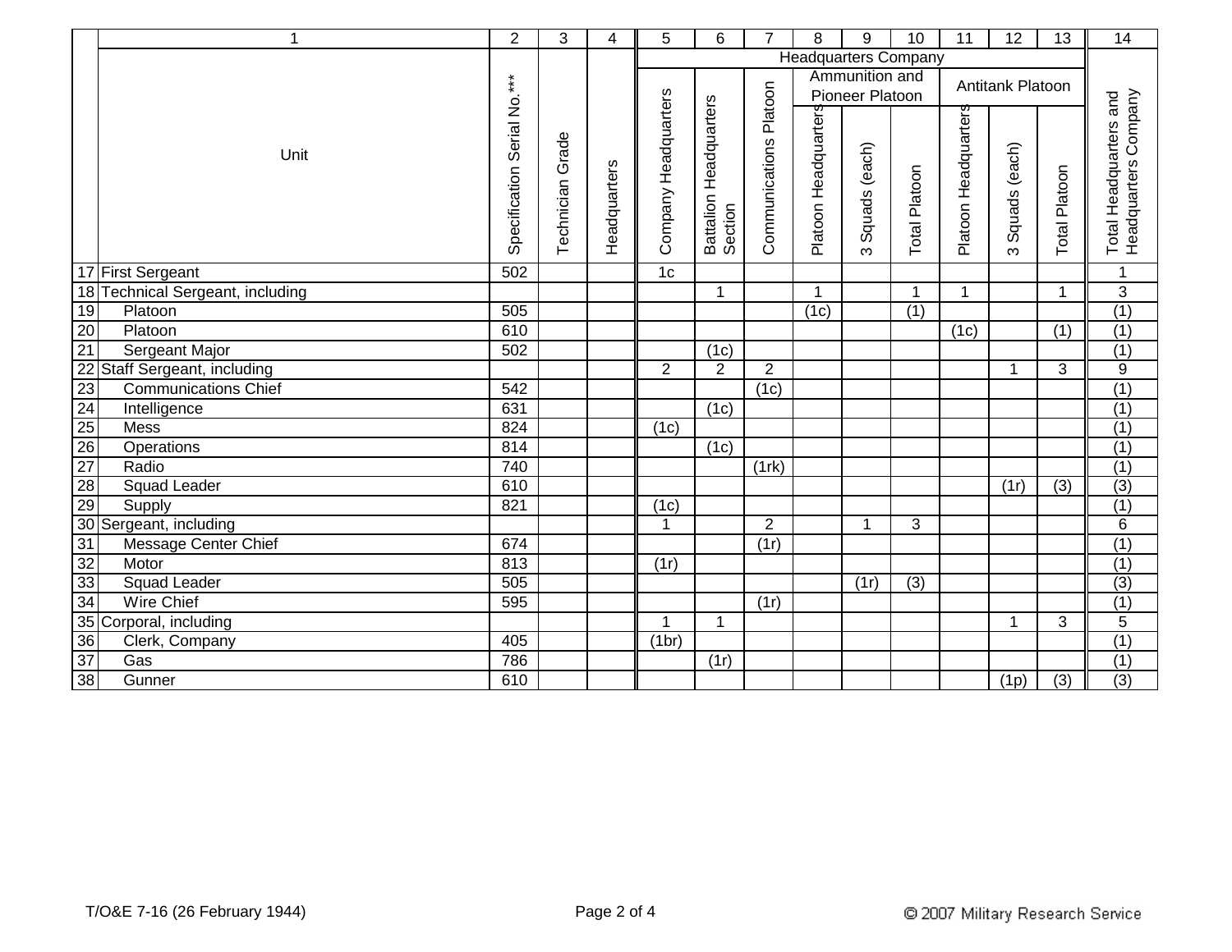| | 1 | 2 | 3 | 4 | 5 | 6 | 7 | 8 | 9 | 10 | 11 | 12 | 13 | 14 |
|---|---|---|---|---|---|---|---|---|---|---|---|---|---|---|
| | Unit | Specification Serial No.*** | Technician Grade | Headquarters | Headquarters Company | | | | | | | | | Total Headquarters and Headquarters Company |
| | | | | | | | | Ammunition and Pioneer Platoon | | | Antitank Platoon | | | |
| | | | | | Company Headquarters | Battalion Headquarters Section | Communications Platoon | Platoon Headquarters | 3 Squads (each) | Total Platoon | Platoon Headquarters | 3 Squads (each) | Total Platoon | |
| 17 | First Sergeant | 502 | | | 1c | | | | | | | | | 1 |
| 18 | Technical Sergeant, including | | | | | 1 | | 1 | | 1 | 1 | | 1 | 3 |
| 19 | Platoon | 505 | | | | | | (1c) | | (1) | | | | (1) |
| 20 | Platoon | 610 | | | | | | | | | (1c) | | (1) | (1) |
| 21 | Sergeant Major | 502 | | | | (1c) | | | | | | | | (1) |
| 22 | Staff Sergeant, including | | | | 2 | 2 | 2 | | | | | 1 | 3 | 9 |
| 23 | Communications Chief | 542 | | | | | (1c) | | | | | | | (1) |
| 24 | Intelligence | 631 | | | | (1c) | | | | | | | | (1) |
| 25 | Mess | 824 | | | (1c) | | | | | | | | | (1) |
| 26 | Operations | 814 | | | | (1c) | | | | | | | | (1) |
| 27 | Radio | 740 | | | | | (1rk) | | | | | | | (1) |
| 28 | Squad Leader | 610 | | | | | | | | | | (1r) | (3) | (3) |
| 29 | Supply | 821 | | | (1c) | | | | | | | | | (1) |
| 30 | Sergeant, including | | | | 1 | | 2 | | 1 | 3 | | | | 6 |
| 31 | Message Center Chief | 674 | | | | | (1r) | | | | | | | (1) |
| 32 | Motor | 813 | | | (1r) | | | | | | | | | (1) |
| 33 | Squad Leader | 505 | | | | | | | (1r) | (3) | | | | (3) |
| 34 | Wire Chief | 595 | | | | | (1r) | | | | | | | (1) |
| 35 | Corporal, including | | | | 1 | 1 | | | | | | 1 | 3 | 5 |
| 36 | Clerk, Company | 405 | | | (1br) | | | | | | | | | (1) |
| 37 | Gas | 786 | | | | (1r) | | | | | | | | (1) |
| 38 | Gunner | 610 | | | | | | | | | | (1p) | (3) | (3) |

T/O&E 7-16 (26 February 1944)

© 2007 Military Research Service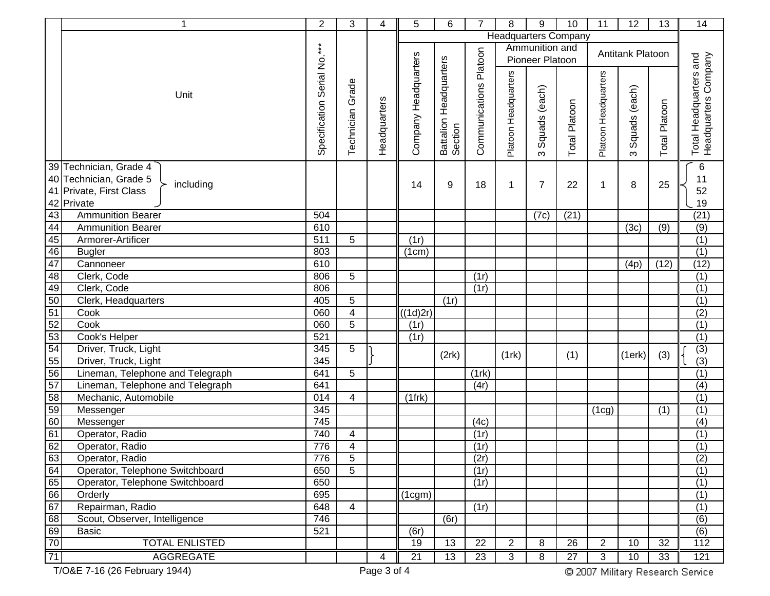| | 1 | 2 | 3 | 4 | 5 | 6 | 7 | 8 | 9 | 10 | 11 | 12 | 13 | 14 |
|---|---|---|---|---|---|---|---|---|---|---|---|---|---|---|
| | | | | | Headquarters Company | | | | | | | | | |
| | | | | | | | | Ammunition and Pioneer Platoon | | | Antitank Platoon | | | |
| | Unit | Specification Serial No.*** | Technician Grade | Headquarters | Company Headquarters | Battalion Headquarters Section | Communications Platoon | Platoon Headquarters | 3 Squads (each) | Total Platoon | Platoon Headquarters | 3 Squads (each) | Total Platoon | Total Headquarters and Headquarters Company |
| 39 | Technician, Grade 4 } including | | | | 14 | 9 | 18 | 1 | 7 | 22 | 1 | 8 | 25 | 6 |
| 40 | Technician, Grade 5 | | | | | | | | | | | | | 11 |
| 41 | Private, First Class | | | | | | | | | | | | | 52 |
| 42 | Private | | | | | | | | | | | | | 19 |
| 43 | Ammunition Bearer | 504 | | | | | | | (7c) | (21) | | | | (21) |
| 44 | Ammunition Bearer | 610 | | | | | | | | | | (3c) | (9) | (9) |
| 45 | Armorer-Artificer | 511 | 5 | | (1r) | | | | | | | | | (1) |
| 46 | Bugler | 803 | | | (1cm) | | | | | | | | | (1) |
| 47 | Cannoneer | 610 | | | | | | | | | | (4p) | (12) | (12) |
| 48 | Clerk, Code | 806 | 5 | | | | (1r) | | | | | | | (1) |
| 49 | Clerk, Code | 806 | | | | | (1r) | | | | | | | (1) |
| 50 | Clerk, Headquarters | 405 | 5 | | | (1r) | | | | | | | | (1) |
| 51 | Cook | 060 | 4 | | ((1d)2r) | | | | | | | | | (2) |
| 52 | Cook | 060 | 5 | | (1r) | | | | | | | | | (1) |
| 53 | Cook's Helper | 521 | | | (1r) | | | | | | | | | (1) |
| 54 | Driver, Truck, Light | 345 | 5 | } | | (2rk) | | (1rk) | | (1) | | (1erk) | (3) | (3) |
| 55 | Driver, Truck, Light | 345 | | | | | | | | | | | | (3) |
| 56 | Lineman, Telephone and Telegraph | 641 | 5 | | | | (1rk) | | | | | | | (1) |
| 57 | Lineman, Telephone and Telegraph | 641 | | | | | (4r) | | | | | | | (4) |
| 58 | Mechanic, Automobile | 014 | 4 | | (1frk) | | | | | | | | | (1) |
| 59 | Messenger | 345 | | | | | | | | | (1cg) | | (1) | (1) |
| 60 | Messenger | 745 | | | | | (4c) | | | | | | | (4) |
| 61 | Operator, Radio | 740 | 4 | | | | (1r) | | | | | | | (1) |
| 62 | Operator, Radio | 776 | 4 | | | | (1r) | | | | | | | (1) |
| 63 | Operator, Radio | 776 | 5 | | | | (2r) | | | | | | | (2) |
| 64 | Operator, Telephone Switchboard | 650 | 5 | | | | (1r) | | | | | | | (1) |
| 65 | Operator, Telephone Switchboard | 650 | | | | | (1r) | | | | | | | (1) |
| 66 | Orderly | 695 | | | (1cgm) | | | | | | | | | (1) |
| 67 | Repairman, Radio | 648 | 4 | | | | (1r) | | | | | | | (1) |
| 68 | Scout, Observer, Intelligence | 746 | | | | (6r) | | | | | | | | (6) |
| 69 | Basic | 521 | | | (6r) | | | | | | | | | (6) |
| 70 | TOTAL ENLISTED | | | | 19 | 13 | 22 | 2 | 8 | 26 | 2 | 10 | 32 | 112 |
| 71 | AGGREGATE | | | 4 | 21 | 13 | 23 | 3 | 8 | 27 | 3 | 10 | 33 | 121 |

T/O&E 7-16 (26 February 1944)

© 2007 Military Research Service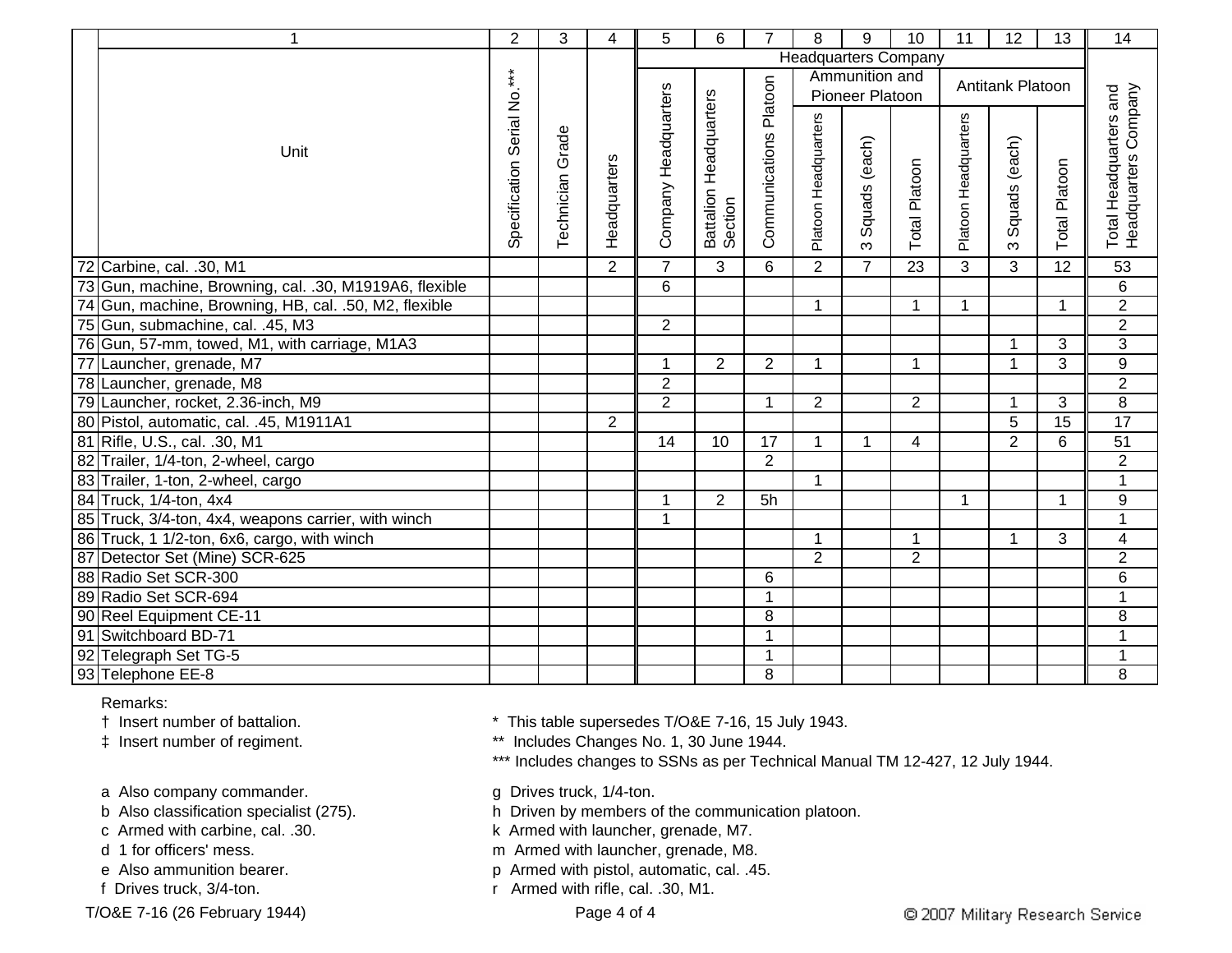| | 1 | 2 | 3 | 4 | 5 | 6 | 7 | 8 | 9 | 10 | 11 | 12 | 13 | 14 |
|---|---|---|---|---|---|---|---|---|---|---|---|---|---|---|
| | | | | | Headquarters Company | | | | | | | | | |
| | | | | | | | | Ammunition and Pioneer Platoon | | | Antitank Platoon | | | |
| | Unit | Specification Serial No.*** | Technician Grade | Headquarters | Company Headquarters | Battalion Headquarters Section | Communications Platoon | Platoon Headquarters | 3 Squads (each) | Total Platoon | Platoon Headquarters | 3 Squads (each) | Total Platoon | Total Headquarters and Headquarters Company |
| 72 | Carbine, cal. .30, M1 | | | 2 | 7 | 3 | 6 | 2 | 7 | 23 | 3 | 3 | 12 | 53 |
| 73 | Gun, machine, Browning, cal. .30, M1919A6, flexible | | | | 6 | | | | | | | | | 6 |
| 74 | Gun, machine, Browning, HB, cal. .50, M2, flexible | | | | | | | 1 | | 1 | 1 | | 1 | 2 |
| 75 | Gun, submachine, cal. .45, M3 | | | | 2 | | | | | | | | | 2 |
| 76 | Gun, 57-mm, towed, M1, with carriage, M1A3 | | | | | | | | | | | 1 | 3 | 3 |
| 77 | Launcher, grenade, M7 | | | | 1 | 2 | 2 | 1 | | 1 | | 1 | 3 | 9 |
| 78 | Launcher, grenade, M8 | | | | 2 | | | | | | | | | 2 |
| 79 | Launcher, rocket, 2.36-inch, M9 | | | | 2 | | 1 | 2 | | 2 | | 1 | 3 | 8 |
| 80 | Pistol, automatic, cal. .45, M1911A1 | | | 2 | | | | | | | | 5 | 15 | 17 |
| 81 | Rifle, U.S., cal. .30, M1 | | | | 14 | 10 | 17 | 1 | 1 | 4 | | 2 | 6 | 51 |
| 82 | Trailer, 1/4-ton, 2-wheel, cargo | | | | | | 2 | | | | | | | 2 |
| 83 | Trailer, 1-ton, 2-wheel, cargo | | | | | | | 1 | | | | | | 1 |
| 84 | Truck, 1/4-ton, 4x4 | | | | 1 | 2 | 5h | | | | 1 | | 1 | 9 |
| 85 | Truck, 3/4-ton, 4x4, weapons carrier, with winch | | | | 1 | | | | | | | | | 1 |
| 86 | Truck, 1 1/2-ton, 6x6, cargo, with winch | | | | | | | 1 | | 1 | | 1 | 3 | 4 |
| 87 | Detector Set (Mine) SCR-625 | | | | | | | 2 | | 2 | | | | 2 |
| 88 | Radio Set SCR-300 | | | | | | 6 | | | | | | | 6 |
| 89 | Radio Set SCR-694 | | | | | | 1 | | | | | | | 1 |
| 90 | Reel Equipment CE-11 | | | | | | 8 | | | | | | | 8 |
| 91 | Switchboard BD-71 | | | | | | 1 | | | | | | | 1 |
| 92 | Telegraph Set TG-5 | | | | | | 1 | | | | | | | 1 |
| 93 | Telephone EE-8 | | | | | | 8 | | | | | | | 8 |

Remarks:

† Insert number of battalion.

‡ Insert number of regiment.

* This table supersedes T/O&E 7-16, 15 July 1943.

** Includes Changes No. 1, 30 June 1944.

*** Includes changes to SSNs as per Technical Manual TM 12-427, 12 July 1944.

a Also company commander.

b Also classification specialist (275).

c Armed with carbine, cal. .30.

d 1 for officers' mess.

e Also ammunition bearer.

f Drives truck, 3/4-ton.

g Drives truck, 1/4-ton.

h Driven by members of the communication platoon.

k Armed with launcher, grenade, M7.

m Armed with launcher, grenade, M8.

p Armed with pistol, automatic, cal. .45.

r Armed with rifle, cal. .30, M1.

T/O&E 7-16 (26 February 1944)

© 2007 Military Research Service